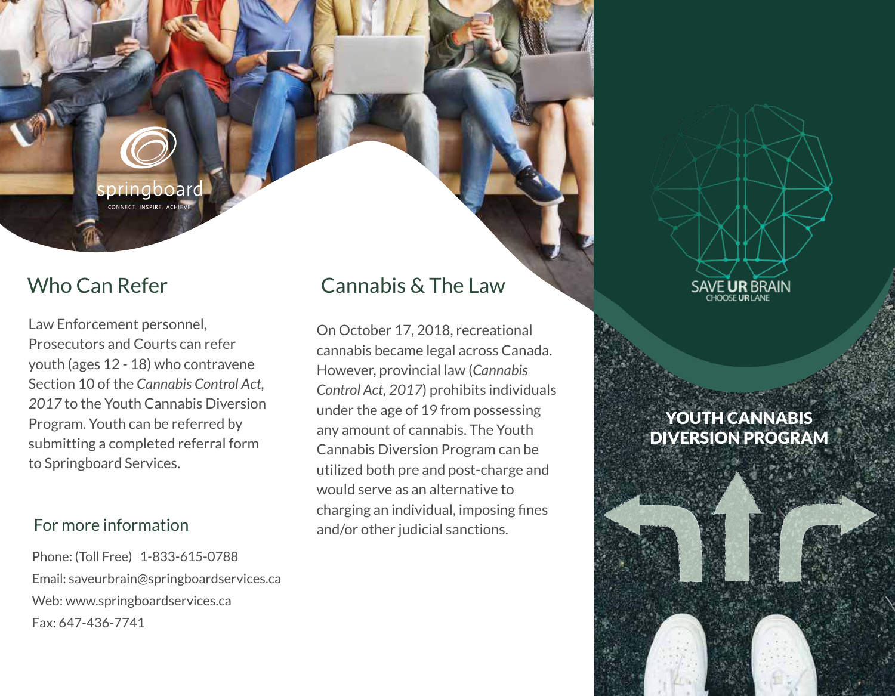springboard

CONNECT. INSPIRE. ACHIEVE.

## Who Can Refer

Law Enforcement personnel, Prosecutors and Courts can refer youth (ages 12 - 18) who contravene Section 10 of the *Cannabis Control Act, 2017* to the Youth Cannabis Diversion Program. Youth can be referred by submitting a completed referral form to Springboard Services.

### For more information

Phone: (Toll Free) 1-833-615-0788
Email: saveurbrain@springboardservices.ca
Web: www.springboardservices.ca
Fax: 647-436-7741

## Cannabis & The Law

On October 17, 2018, recreational cannabis became legal across Canada. However, provincial law (*Cannabis Control Act, 2017*) prohibits individuals under the age of 19 from possessing any amount of cannabis. The Youth Cannabis Diversion Program can be utilized both pre and post-charge and would serve as an alternative to charging an individual, imposing fines and/or other judicial sanctions.

SAVE **UR** BRAIN
CHOOSE **UR** LANE

# YOUTH CANNABIS DIVERSION PROGRAM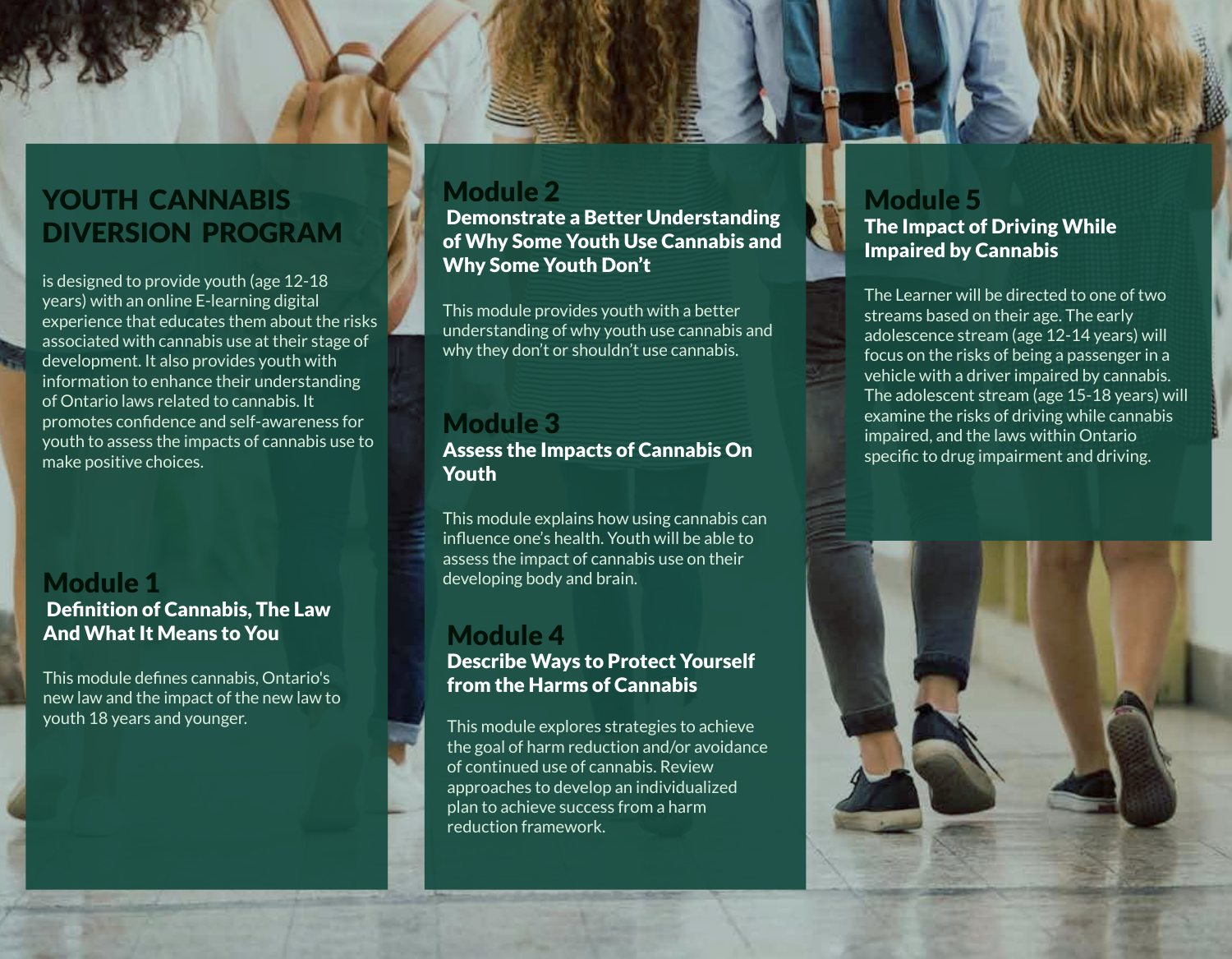# YOUTH CANNABIS DIVERSION PROGRAM

is designed to provide youth (age 12-18 years) with an online E-learning digital experience that educates them about the risks associated with cannabis use at their stage of development. It also provides youth with information to enhance their understanding of Ontario laws related to cannabis. It promotes confidence and self-awareness for youth to assess the impacts of cannabis use to make positive choices.

## Module 1

### Definition of Cannabis, The Law And What It Means to You

This module defines cannabis, Ontario's new law and the impact of the new law to youth 18 years and younger.

## Module 2

### Demonstrate a Better Understanding of Why Some Youth Use Cannabis and Why Some Youth Don't

This module provides youth with a better understanding of why youth use cannabis and why they don't or shouldn't use cannabis.

## Module 3

### Assess the Impacts of Cannabis On Youth

This module explains how using cannabis can influence one's health. Youth will be able to assess the impact of cannabis use on their developing body and brain.

## Module 4

### Describe Ways to Protect Yourself from the Harms of Cannabis

This module explores strategies to achieve the goal of harm reduction and/or avoidance of continued use of cannabis. Review approaches to develop an individualized plan to achieve success from a harm reduction framework.

## Module 5

### The Impact of Driving While Impaired by Cannabis

The Learner will be directed to one of two streams based on their age. The early adolescence stream (age 12-14 years) will focus on the risks of being a passenger in a vehicle with a driver impaired by cannabis. The adolescent stream (age 15-18 years) will examine the risks of driving while cannabis impaired, and the laws within Ontario specific to drug impairment and driving.